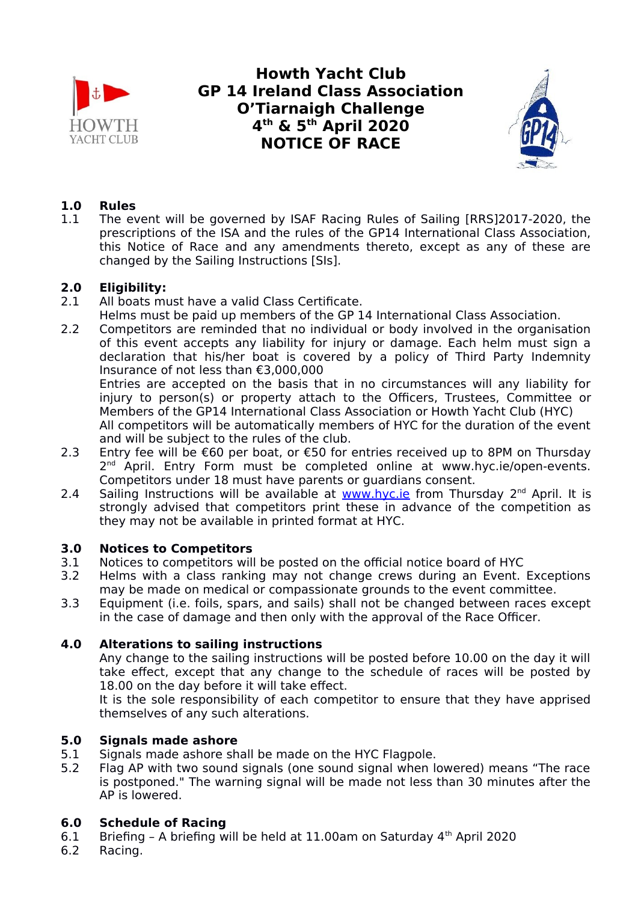# Howth Yacht Club
# GP 14 Ireland Class Association
# O'Tiarnaigh Challenge
# 4th & 5th April 2020
# NOTICE OF RACE

**1.0 Rules**

1.1 The event will be governed by ISAF Racing Rules of Sailing [RRS]2017-2020, the prescriptions of the ISA and the rules of the GP14 International Class Association, this Notice of Race and any amendments thereto, except as any of these are changed by the Sailing Instructions [SIs].

**2.0 Eligibility:**

2.1 All boats must have a valid Class Certificate.
Helms must be paid up members of the GP 14 International Class Association.

2.2 Competitors are reminded that no individual or body involved in the organisation of this event accepts any liability for injury or damage. Each helm must sign a declaration that his/her boat is covered by a policy of Third Party Indemnity Insurance of not less than €3,000,000
Entries are accepted on the basis that in no circumstances will any liability for injury to person(s) or property attach to the Officers, Trustees, Committee or Members of the GP14 International Class Association or Howth Yacht Club (HYC)
All competitors will be automatically members of HYC for the duration of the event and will be subject to the rules of the club.

2.3 Entry fee will be €60 per boat, or €50 for entries received up to 8PM on Thursday 2nd April. Entry Form must be completed online at www.hyc.ie/open-events. Competitors under 18 must have parents or guardians consent.

2.4 Sailing Instructions will be available at www.hyc.ie from Thursday 2nd April. It is strongly advised that competitors print these in advance of the competition as they may not be available in printed format at HYC.

**3.0 Notices to Competitors**

3.1 Notices to competitors will be posted on the official notice board of HYC

3.2 Helms with a class ranking may not change crews during an Event. Exceptions may be made on medical or compassionate grounds to the event committee.

3.3 Equipment (i.e. foils, spars, and sails) shall not be changed between races except in the case of damage and then only with the approval of the Race Officer.

**4.0 Alterations to sailing instructions**

Any change to the sailing instructions will be posted before 10.00 on the day it will take effect, except that any change to the schedule of races will be posted by 18.00 on the day before it will take effect.
It is the sole responsibility of each competitor to ensure that they have apprised themselves of any such alterations.

**5.0 Signals made ashore**

5.1 Signals made ashore shall be made on the HYC Flagpole.

5.2 Flag AP with two sound signals (one sound signal when lowered) means "The race is postponed." The warning signal will be made not less than 30 minutes after the AP is lowered.

**6.0 Schedule of Racing**

6.1 Briefing – A briefing will be held at 11.00am on Saturday 4th April 2020

6.2 Racing.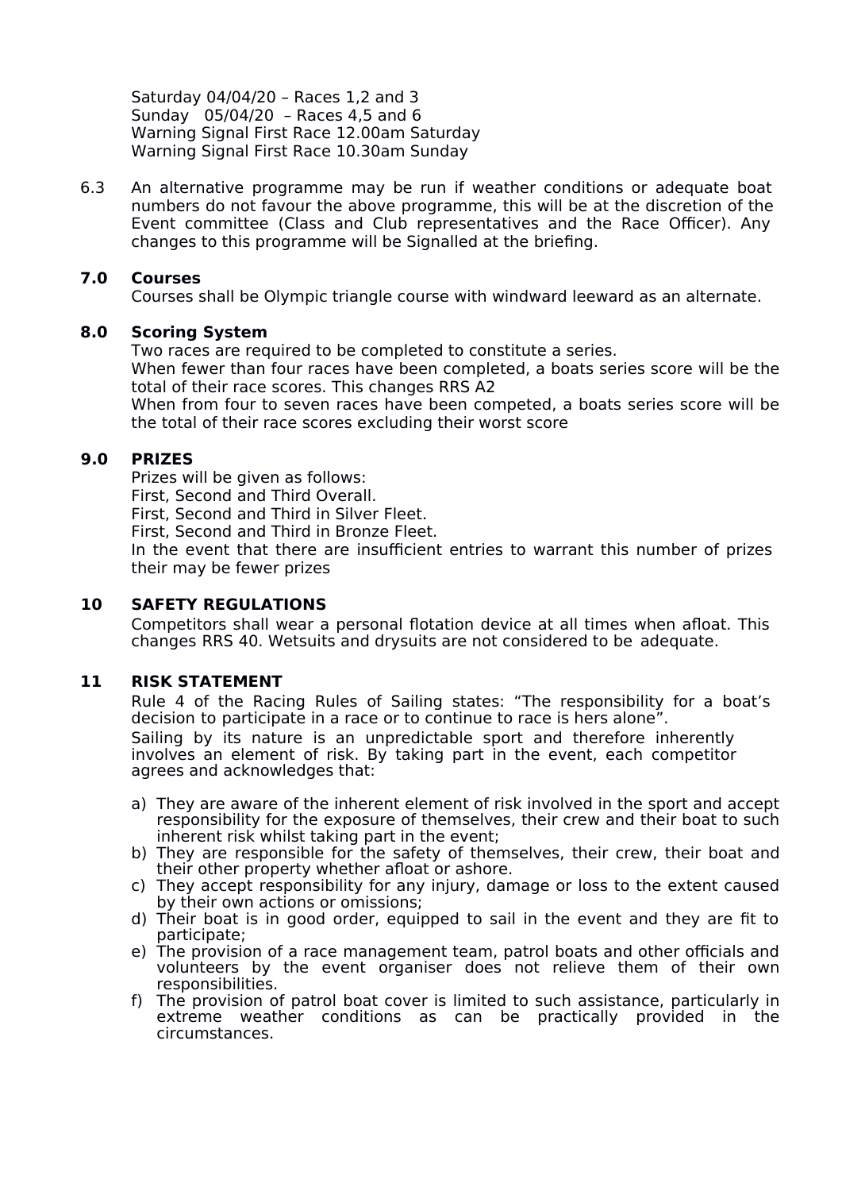Saturday 04/04/20 – Races 1,2 and 3
Sunday 05/04/20 – Races 4,5 and 6
Warning Signal First Race 12.00am Saturday
Warning Signal First Race 10.30am Sunday

6.3 An alternative programme may be run if weather conditions or adequate boat numbers do not favour the above programme, this will be at the discretion of the Event committee (Class and Club representatives and the Race Officer). Any changes to this programme will be Signalled at the briefing.

## 7.0 Courses

Courses shall be Olympic triangle course with windward leeward as an alternate.

## 8.0 Scoring System

Two races are required to be completed to constitute a series.
When fewer than four races have been completed, a boats series score will be the total of their race scores. This changes RRS A2
When from four to seven races have been competed, a boats series score will be the total of their race scores excluding their worst score

## 9.0 PRIZES

Prizes will be given as follows:
First, Second and Third Overall.
First, Second and Third in Silver Fleet.
First, Second and Third in Bronze Fleet.
In the event that there are insufficient entries to warrant this number of prizes their may be fewer prizes

## 10 SAFETY REGULATIONS

Competitors shall wear a personal flotation device at all times when afloat. This changes RRS 40. Wetsuits and drysuits are not considered to be adequate.

## 11 RISK STATEMENT

Rule 4 of the Racing Rules of Sailing states: "The responsibility for a boat's decision to participate in a race or to continue to race is hers alone".
Sailing by its nature is an unpredictable sport and therefore inherently involves an element of risk. By taking part in the event, each competitor agrees and acknowledges that:

a) They are aware of the inherent element of risk involved in the sport and accept responsibility for the exposure of themselves, their crew and their boat to such inherent risk whilst taking part in the event;
b) They are responsible for the safety of themselves, their crew, their boat and their other property whether afloat or ashore.
c) They accept responsibility for any injury, damage or loss to the extent caused by their own actions or omissions;
d) Their boat is in good order, equipped to sail in the event and they are fit to participate;
e) The provision of a race management team, patrol boats and other officials and volunteers by the event organiser does not relieve them of their own responsibilities.
f) The provision of patrol boat cover is limited to such assistance, particularly in extreme weather conditions as can be practically provided in the circumstances.